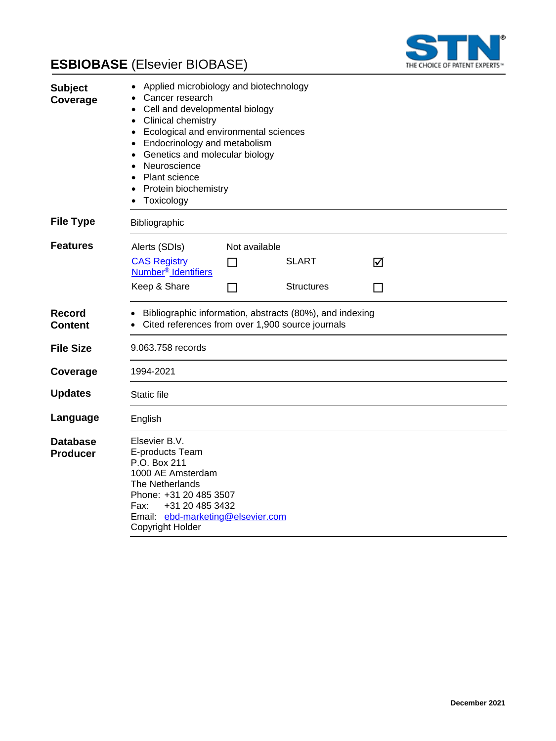# **ESBIOBASE** (Elsevier BIOBASE)

| | |
|---|---|
| **Subject Coverage** | • Applied microbiology and biotechnology<br>• Cancer research<br>• Cell and developmental biology<br>• Clinical chemistry<br>• Ecological and environmental sciences<br>• Endocrinology and metabolism<br>• Genetics and molecular biology<br>• Neuroscience<br>• Plant science<br>• Protein biochemistry<br>• Toxicology |
| **File Type** | Bibliographic |
| **Features** | Alerts (SDIs): Not available<br>CAS Registry Number® Identifiers: ☐<br>SLART: ☑<br>Keep & Share: ☐<br>Structures: ☐ |
| **Record Content** | • Bibliographic information, abstracts (80%), and indexing<br>• Cited references from over 1,900 source journals |
| **File Size** | 9.063.758 records |
| **Coverage** | 1994-2021 |
| **Updates** | Static file |
| **Language** | English |
| **Database Producer** | Elsevier B.V.<br>E-products Team<br>P.O. Box 211<br>1000 AE Amsterdam<br>The Netherlands<br>Phone: +31 20 485 3507<br>Fax: +31 20 485 3432<br>Email: ebd-marketing@elsevier.com<br>Copyright Holder |

**December 2021**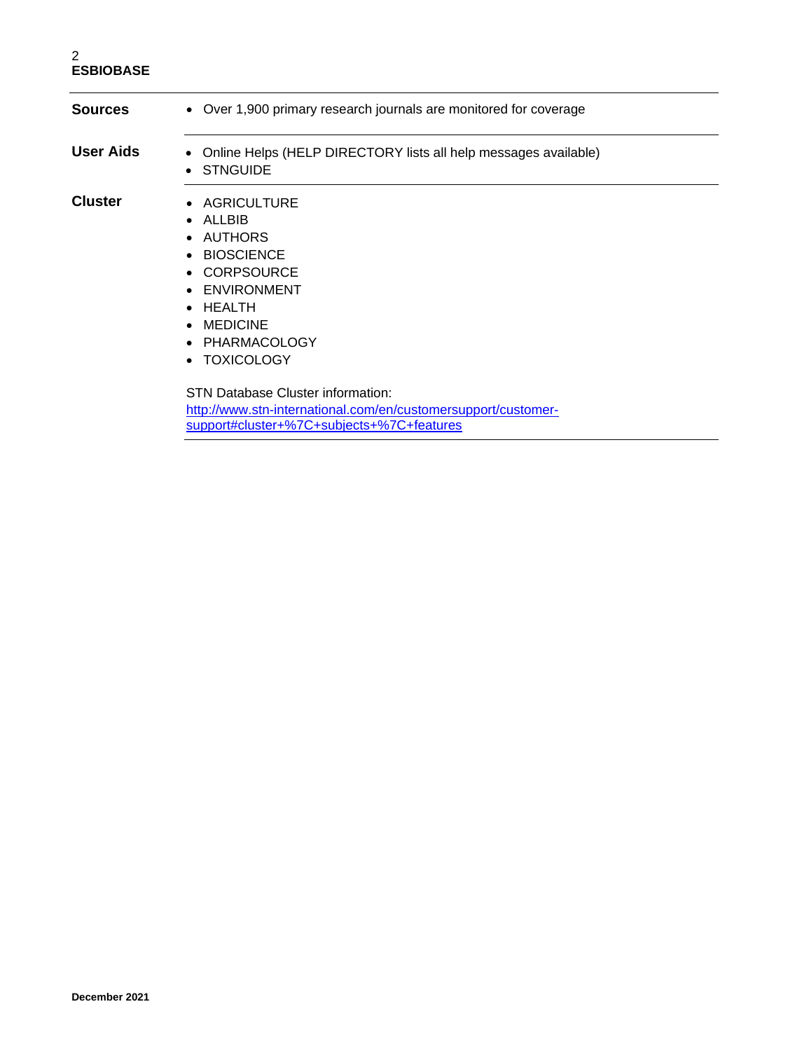| | |
|---|---|
| **Sources** | • Over 1,900 primary research journals are monitored for coverage |
| **User Aids** | • Online Helps (HELP DIRECTORY lists all help messages available)<br>• STNGUIDE |
| **Cluster** | • AGRICULTURE<br>• ALLBIB<br>• AUTHORS<br>• BIOSCIENCE<br>• CORPSOURCE<br>• ENVIRONMENT<br>• HEALTH<br>• MEDICINE<br>• PHARMACOLOGY<br>• TOXICOLOGY<br><br>STN Database Cluster information:<br>[http://www.stn-international.com/en/customersupport/customer-support#cluster+%7C+subjects+%7C+features](http://www.stn-international.com/en/customersupport/customer-support#cluster+%7C+subjects+%7C+features) |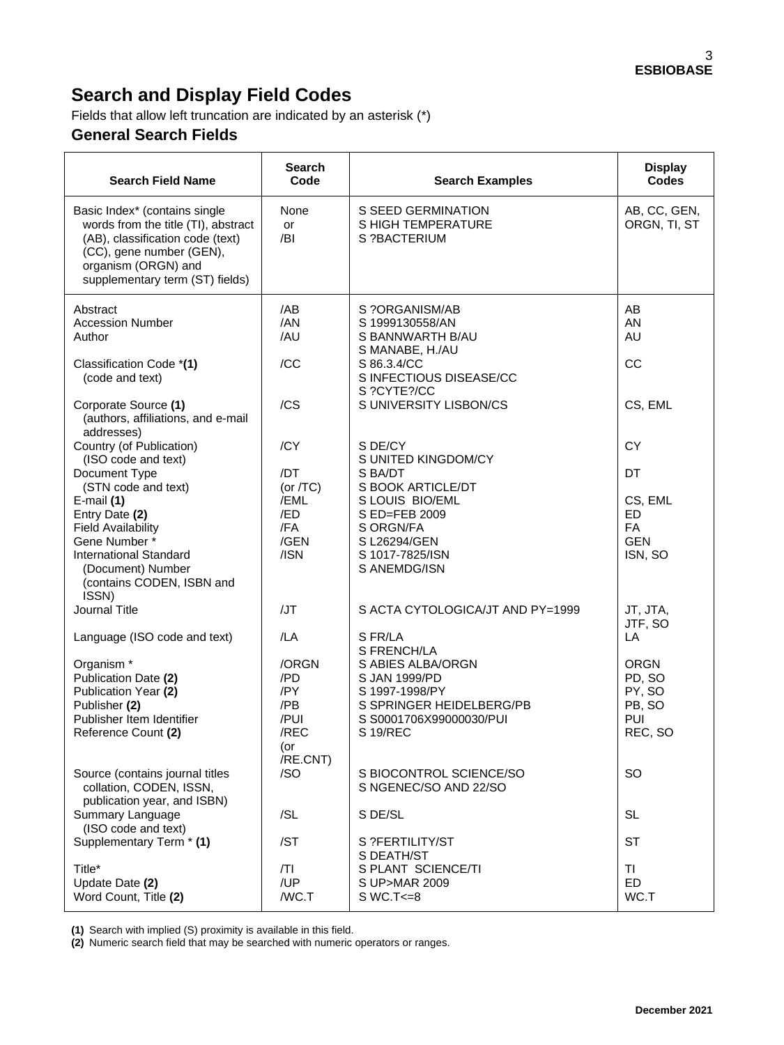# Search and Display Field Codes

Fields that allow left truncation are indicated by an asterisk (*)

## General Search Fields

| Search Field Name | Search Code | Search Examples | Display Codes |
|---|---|---|---|
| Basic Index* (contains single words from the title (TI), abstract (AB), classification code (text) (CC), gene number (GEN), organism (ORGN) and supplementary term (ST) fields) | None or /BI | S SEED GERMINATION<br>S HIGH TEMPERATURE<br>S ?BACTERIUM | AB, CC, GEN, ORGN, TI, ST |
| Abstract | /AB | S ?ORGANISM/AB | AB |
| Accession Number | /AN | S 1999130558/AN | AN |
| Author | /AU | S BANNWARTH B/AU<br>S MANABE, H./AU | AU |
| Classification Code ***(1)** (code and text) | /CC | S 86.3.4/CC<br>S INFECTIOUS DISEASE/CC<br>S ?CYTE?/CC | CC |
| Corporate Source **(1)** (authors, affiliations, and e-mail addresses) | /CS | S UNIVERSITY LISBON/CS | CS, EML |
| Country (of Publication) (ISO code and text) | /CY | S DE/CY<br>S UNITED KINGDOM/CY | CY |
| Document Type (STN code and text) | /DT (or /TC) | S BA/DT<br>S BOOK ARTICLE/DT | DT |
| E-mail **(1)** | /EML | S LOUIS BIO/EML | CS, EML |
| Entry Date **(2)** | /ED | S ED=FEB 2009 | ED |
| Field Availability | /FA | S ORGN/FA | FA |
| Gene Number * | /GEN | S L26294/GEN | GEN |
| International Standard (Document) Number (contains CODEN, ISBN and ISSN) | /ISN | S 1017-7825/ISN<br>S ANEMDG/ISN | ISN, SO |
| Journal Title | /JT | S ACTA CYTOLOGICA/JT AND PY=1999 | JT, JTA, JTF, SO |
| Language (ISO code and text) | /LA | S FR/LA<br>S FRENCH/LA | LA |
| Organism * | /ORGN | S ABIES ALBA/ORGN | ORGN |
| Publication Date **(2)** | /PD | S JAN 1999/PD | PD, SO |
| Publication Year **(2)** | /PY | S 1997-1998/PY | PY, SO |
| Publisher **(2)** | /PB | S SPRINGER HEIDELBERG/PB | PB, SO |
| Publisher Item Identifier | /PUI | S S0001706X99000030/PUI | PUI |
| Reference Count **(2)** | /REC (or /RE.CNT) | S 19/REC | REC, SO |
| Source (contains journal titles collation, CODEN, ISSN, publication year, and ISBN) | /SO | S BIOCONTROL SCIENCE/SO<br>S NGENEC/SO AND 22/SO | SO |
| Summary Language (ISO code and text) | /SL | S DE/SL | SL |
| Supplementary Term * **(1)** | /ST | S ?FERTILITY/ST<br>S DEATH/ST | ST |
| Title* | /TI | S PLANT SCIENCE/TI | TI |
| Update Date **(2)** | /UP | S UP>MAR 2009 | ED |
| Word Count, Title **(2)** | /WC.T | S WC.T<=8 | WC.T |

**(1)** Search with implied (S) proximity is available in this field.
**(2)** Numeric search field that may be searched with numeric operators or ranges.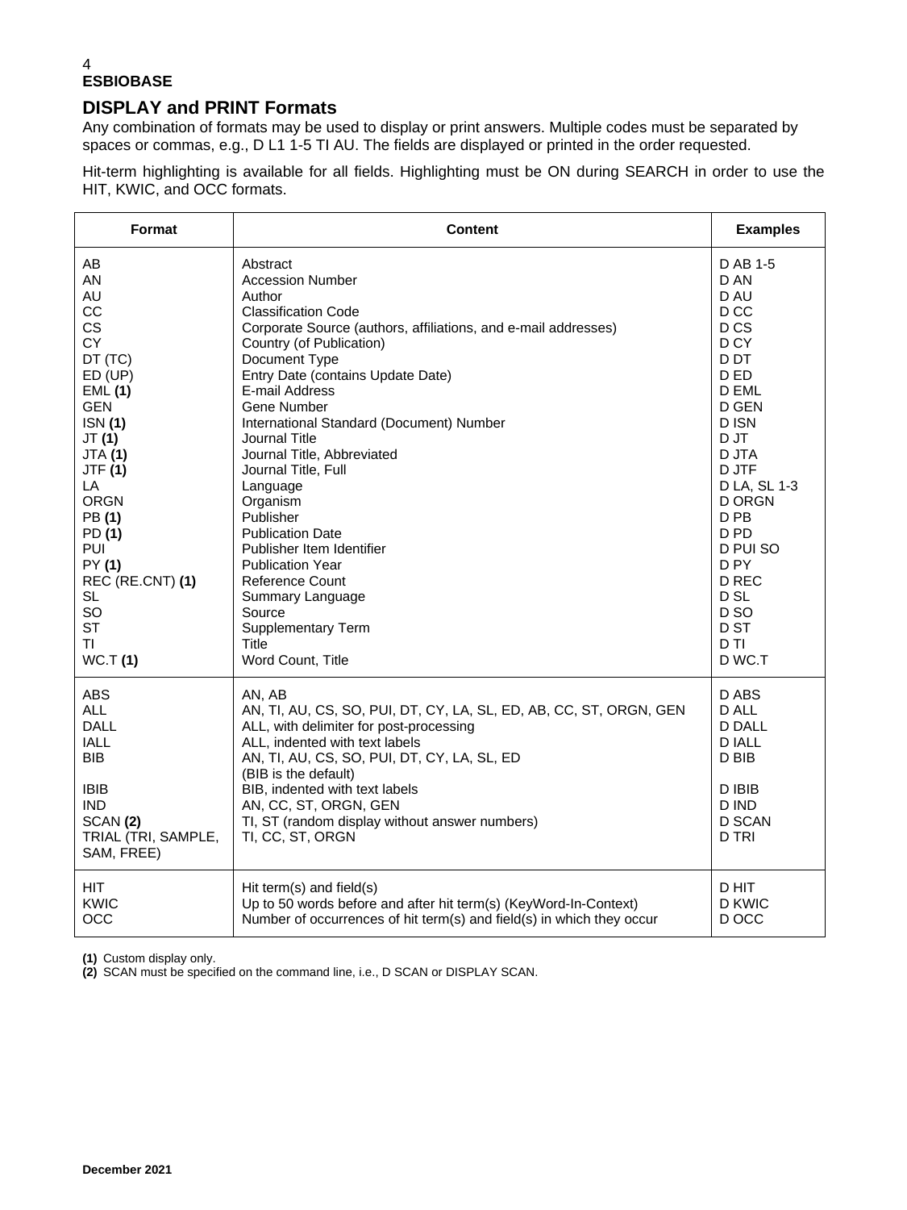## DISPLAY and PRINT Formats

Any combination of formats may be used to display or print answers. Multiple codes must be separated by spaces or commas, e.g., D L1 1-5 TI AU. The fields are displayed or printed in the order requested.

Hit-term highlighting is available for all fields. Highlighting must be ON during SEARCH in order to use the HIT, KWIC, and OCC formats.

| Format | Content | Examples |
|---|---|---|
| AB | Abstract | D AB 1-5 |
| AN | Accession Number | D AN |
| AU | Author | D AU |
| CC | Classification Code | D CC |
| CS | Corporate Source (authors, affiliations, and e-mail addresses) | D CS |
| CY | Country (of Publication) | D CY |
| DT (TC) | Document Type | D DT |
| ED (UP) | Entry Date (contains Update Date) | D ED |
| EML **(1)** | E-mail Address | D EML |
| GEN | Gene Number | D GEN |
| ISN **(1)** | International Standard (Document) Number | D ISN |
| JT **(1)** | Journal Title | D JT |
| JTA **(1)** | Journal Title, Abbreviated | D JTA |
| JTF **(1)** | Journal Title, Full | D JTF |
| LA | Language | D LA, SL 1-3 |
| ORGN | Organism | D ORGN |
| PB **(1)** | Publisher | D PB |
| PD **(1)** | Publication Date | D PD |
| PUI | Publisher Item Identifier | D PUI SO |
| PY **(1)** | Publication Year | D PY |
| REC (RE.CNT) **(1)** | Reference Count | D REC |
| SL | Summary Language | D SL |
| SO | Source | D SO |
| ST | Supplementary Term | D ST |
| TI | Title | D TI |
| WC.T **(1)** | Word Count, Title | D WC.T |
| ABS | AN, AB | D ABS |
| ALL | AN, TI, AU, CS, SO, PUI, DT, CY, LA, SL, ED, AB, CC, ST, ORGN, GEN | D ALL |
| DALL | ALL, with delimiter for post-processing | D DALL |
| IALL | ALL, indented with text labels | D IALL |
| BIB | AN, TI, AU, CS, SO, PUI, DT, CY, LA, SL, ED (BIB is the default) | D BIB |
| IBIB | BIB, indented with text labels | D IBIB |
| IND | AN, CC, ST, ORGN, GEN | D IND |
| SCAN **(2)** | TI, ST (random display without answer numbers) | D SCAN |
| TRIAL (TRI, SAMPLE, SAM, FREE) | TI, CC, ST, ORGN | D TRI |
| HIT | Hit term(s) and field(s) | D HIT |
| KWIC | Up to 50 words before and after hit term(s) (KeyWord-In-Context) | D KWIC |
| OCC | Number of occurrences of hit term(s) and field(s) in which they occur | D OCC |

**(1)** Custom display only.
**(2)** SCAN must be specified on the command line, i.e., D SCAN or DISPLAY SCAN.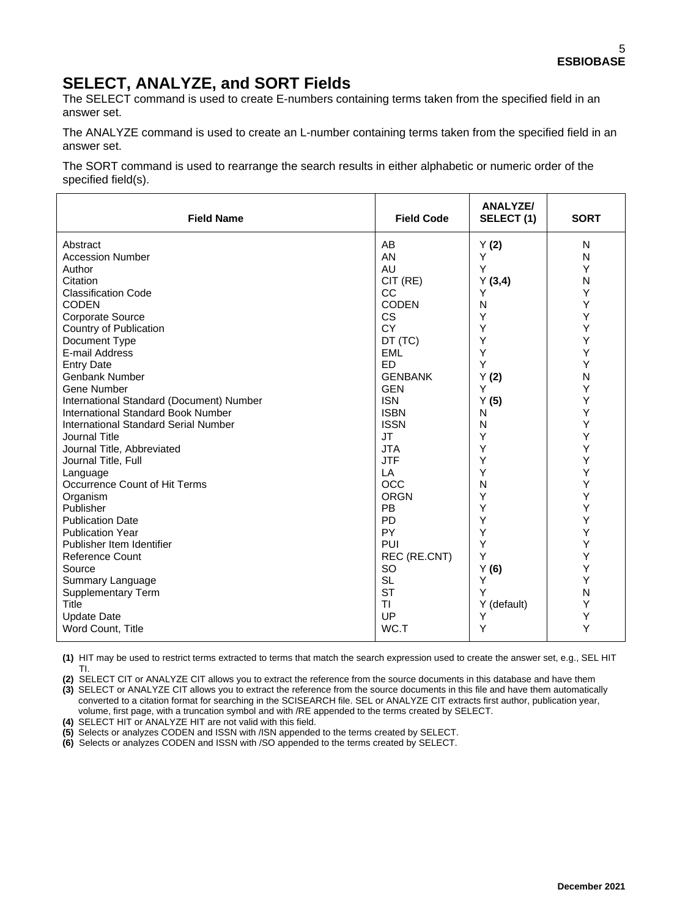## SELECT, ANALYZE, and SORT Fields

The SELECT command is used to create E-numbers containing terms taken from the specified field in an answer set.

The ANALYZE command is used to create an L-number containing terms taken from the specified field in an answer set.

The SORT command is used to rearrange the search results in either alphabetic or numeric order of the specified field(s).

| Field Name | Field Code | ANALYZE/ SELECT (1) | SORT |
|---|---|---|---|
| Abstract | AB | Y **(2)** | N |
| Accession Number | AN | Y | N |
| Author | AU | Y | Y |
| Citation | CIT (RE) | Y **(3,4)** | N |
| Classification Code | CC | Y | Y |
| CODEN | CODEN | N | Y |
| Corporate Source | CS | Y | Y |
| Country of Publication | CY | Y | Y |
| Document Type | DT (TC) | Y | Y |
| E-mail Address | EML | Y | Y |
| Entry Date | ED | Y | Y |
| Genbank Number | GENBANK | Y **(2)** | N |
| Gene Number | GEN | Y | Y |
| International Standard (Document) Number | ISN | Y **(5)** | Y |
| International Standard Book Number | ISBN | N | Y |
| International Standard Serial Number | ISSN | N | Y |
| Journal Title | JT | Y | Y |
| Journal Title, Abbreviated | JTA | Y | Y |
| Journal Title, Full | JTF | Y | Y |
| Language | LA | Y | Y |
| Occurrence Count of Hit Terms | OCC | N | Y |
| Organism | ORGN | Y | Y |
| Publisher | PB | Y | Y |
| Publication Date | PD | Y | Y |
| Publication Year | PY | Y | Y |
| Publisher Item Identifier | PUI | Y | Y |
| Reference Count | REC (RE.CNT) | Y | Y |
| Source | SO | Y **(6)** | Y |
| Summary Language | SL | Y | Y |
| Supplementary Term | ST | Y | N |
| Title | TI | Y (default) | Y |
| Update Date | UP | Y | Y |
| Word Count, Title | WC.T | Y | Y |

**(1)** HIT may be used to restrict terms extracted to terms that match the search expression used to create the answer set, e.g., SEL HIT TI.

**(2)** SELECT CIT or ANALYZE CIT allows you to extract the reference from the source documents in this database and have them

**(3)** SELECT or ANALYZE CIT allows you to extract the reference from the source documents in this file and have them automatically converted to a citation format for searching in the SCISEARCH file. SEL or ANALYZE CIT extracts first author, publication year, volume, first page, with a truncation symbol and with /RE appended to the terms created by SELECT.

**(4)** SELECT HIT or ANALYZE HIT are not valid with this field.

**(5)** Selects or analyzes CODEN and ISSN with /ISN appended to the terms created by SELECT.

**(6)** Selects or analyzes CODEN and ISSN with /SO appended to the terms created by SELECT.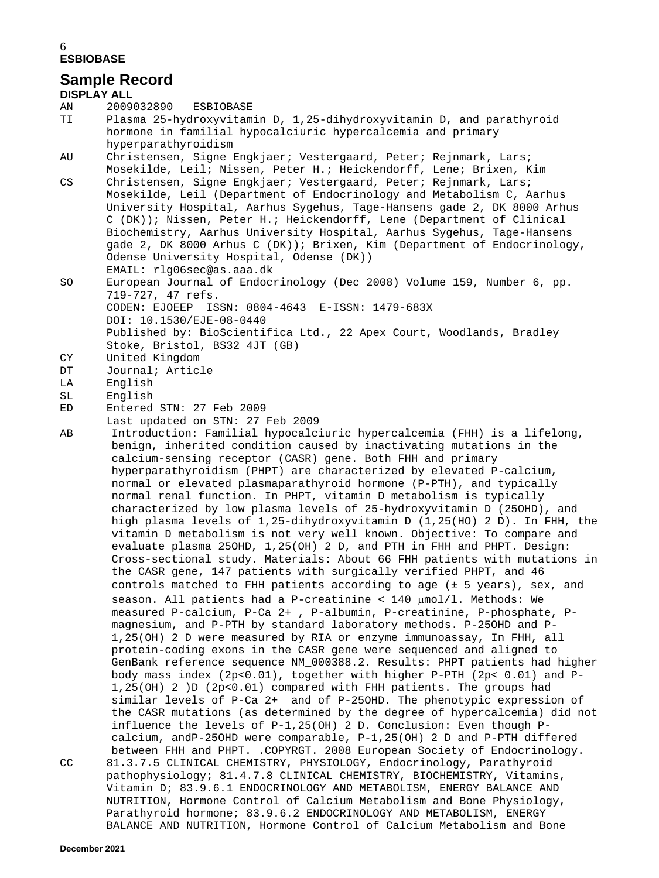**ESBIOBASE**

## Sample Record

**DISPLAY ALL**

```
AN     2009032890   ESBIOBASE
TI     Plasma 25-hydroxyvitamin D, 1,25-dihydroxyvitamin D, and parathyroid
       hormone in familial hypocalciuric hypercalcemia and primary
       hyperparathyroidism
AU     Christensen, Signe Engkjaer; Vestergaard, Peter; Rejnmark, Lars;
       Mosekilde, Leil; Nissen, Peter H.; Heickendorff, Lene; Brixen, Kim
CS     Christensen, Signe Engkjaer; Vestergaard, Peter; Rejnmark, Lars;
       Mosekilde, Leil (Department of Endocrinology and Metabolism C, Aarhus
       University Hospital, Aarhus Sygehus, Tage-Hansens gade 2, DK 8000 Arhus
       C (DK)); Nissen, Peter H.; Heickendorff, Lene (Department of Clinical
       Biochemistry, Aarhus University Hospital, Aarhus Sygehus, Tage-Hansens
       gade 2, DK 8000 Arhus C (DK)); Brixen, Kim (Department of Endocrinology,
       Odense University Hospital, Odense (DK))
       EMAIL: rlg06sec@as.aaa.dk
SO     European Journal of Endocrinology (Dec 2008) Volume 159, Number 6, pp.
       719-727, 47 refs.
       CODEN: EJOEEP  ISSN: 0804-4643  E-ISSN: 1479-683X
       DOI: 10.1530/EJE-08-0440
       Published by: BioScientifica Ltd., 22 Apex Court, Woodlands, Bradley
       Stoke, Bristol, BS32 4JT (GB)
CY     United Kingdom
DT     Journal; Article
LA     English
SL     English
ED     Entered STN: 27 Feb 2009
       Last updated on STN: 27 Feb 2009
AB      Introduction: Familial hypocalciuric hypercalcemia (FHH) is a lifelong,
        benign, inherited condition caused by inactivating mutations in the
        calcium-sensing receptor (CASR) gene. Both FHH and primary
        hyperparathyroidism (PHPT) are characterized by elevated P-calcium,
        normal or elevated plasmaparathyroid hormone (P-PTH), and typically
        normal renal function. In PHPT, vitamin D metabolism is typically
        characterized by low plasma levels of 25-hydroxyvitamin D (25OHD), and
        high plasma levels of 1,25-dihydroxyvitamin D (1,25(HO) 2 D). In FHH, the
        vitamin D metabolism is not very well known. Objective: To compare and
        evaluate plasma 25OHD, 1,25(OH) 2 D, and PTH in FHH and PHPT. Design:
        Cross-sectional study. Materials: About 66 FHH patients with mutations in
        the CASR gene, 147 patients with surgically verified PHPT, and 46
        controls matched to FHH patients according to age (± 5 years), sex, and
        season. All patients had a P-creatinine < 140 µmol/l. Methods: We
        measured P-calcium, P-Ca 2+ , P-albumin, P-creatinine, P-phosphate, P-
        magnesium, and P-PTH by standard laboratory methods. P-25OHD and P-
        1,25(OH) 2 D were measured by RIA or enzyme immunoassay, In FHH, all
        protein-coding exons in the CASR gene were sequenced and aligned to
        GenBank reference sequence NM_000388.2. Results: PHPT patients had higher
        body mass index (2p<0.01), together with higher P-PTH (2p< 0.01) and P-
        1,25(OH) 2 )D (2p<0.01) compared with FHH patients. The groups had
        similar levels of P-Ca 2+  and of P-25OHD. The phenotypic expression of
        the CASR mutations (as determined by the degree of hypercalcemia) did not
        influence the levels of P-1,25(OH) 2 D. Conclusion: Even though P-
        calcium, andP-25OHD were comparable, P-1,25(OH) 2 D and P-PTH differed
        between FHH and PHPT. .COPYRGT. 2008 European Society of Endocrinology.
CC     81.3.7.5 CLINICAL CHEMISTRY, PHYSIOLOGY, Endocrinology, Parathyroid
       pathophysiology; 81.4.7.8 CLINICAL CHEMISTRY, BIOCHEMISTRY, Vitamins,
       Vitamin D; 83.9.6.1 ENDOCRINOLOGY AND METABOLISM, ENERGY BALANCE AND
       NUTRITION, Hormone Control of Calcium Metabolism and Bone Physiology,
       Parathyroid hormone; 83.9.6.2 ENDOCRINOLOGY AND METABOLISM, ENERGY
       BALANCE AND NUTRITION, Hormone Control of Calcium Metabolism and Bone
```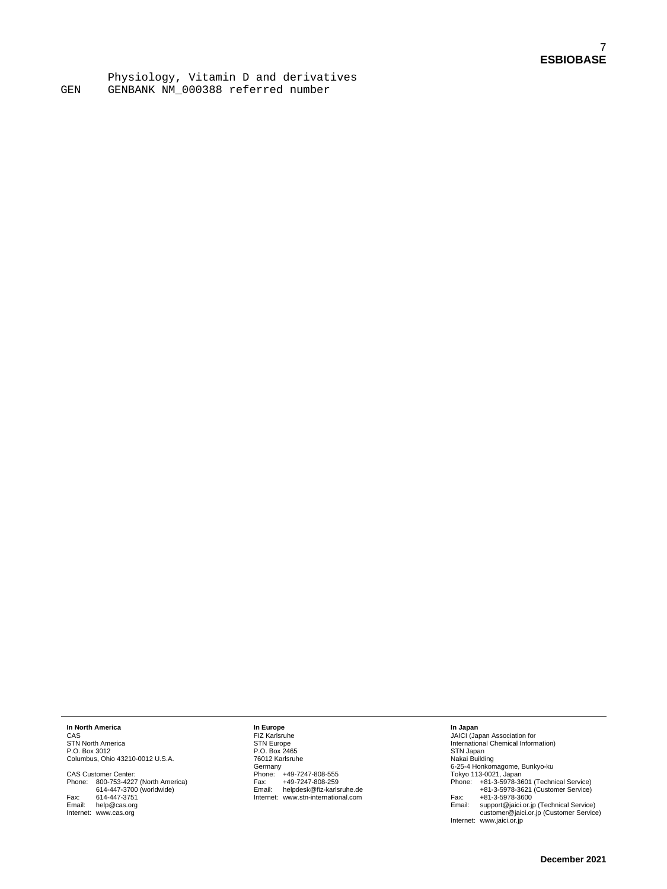```
       Physiology, Vitamin D and derivatives
GEN    GENBANK NM_000388 referred number
```

**In North America**
CAS
STN North America
P.O. Box 3012
Columbus, Ohio 43210-0012 U.S.A.

CAS Customer Center:
Phone: 800-753-4227 (North America)
614-447-3700 (worldwide)
Fax: 614-447-3751
Email: help@cas.org
Internet: www.cas.org

**In Europe**
FIZ Karlsruhe
STN Europe
P.O. Box 2465
76012 Karlsruhe
Germany
Phone: +49-7247-808-555
Fax: +49-7247-808-259
Email: helpdesk@fiz-karlsruhe.de
Internet: www.stn-international.com

**In Japan**
JAICI (Japan Association for
International Chemical Information)
STN Japan
Nakai Building
6-25-4 Honkomagome, Bunkyo-ku
Tokyo 113-0021, Japan
Phone: +81-3-5978-3601 (Technical Service)
+81-3-5978-3621 (Customer Service)
Fax: +81-3-5978-3600
Email: support@jaici.or.jp (Technical Service)
customer@jaici.or.jp (Customer Service)
Internet: www.jaici.or.jp